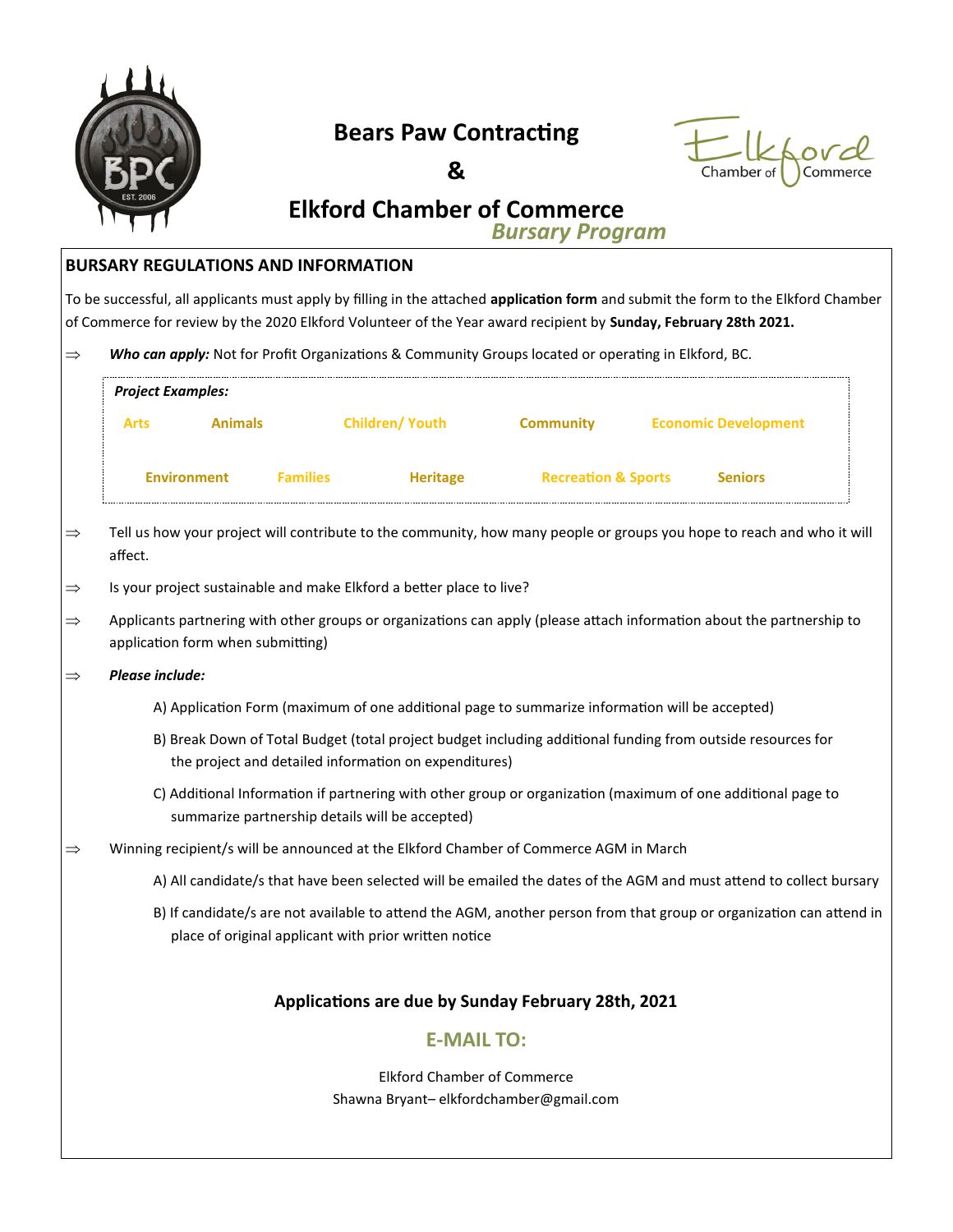# Bears Paw Contracting

# &

# Elkford Chamber of Commerce

***Bursary Program***

## BURSARY REGULATIONS AND INFORMATION

To be successful, all applicants must apply by filling in the attached **application form** and submit the form to the Elkford Chamber of Commerce for review by the 2020 Elkford Volunteer of the Year award recipient by **Sunday, February 28th 2021.**

⇒ ***Who can apply:*** Not for Profit Organizations & Community Groups located or operating in Elkford, BC.

***Project Examples:***

**Arts** **Animals** **Children/ Youth** **Community** **Economic Development**

**Environment** **Families** **Heritage** **Recreation & Sports** **Seniors**

⇒ Tell us how your project will contribute to the community, how many people or groups you hope to reach and who it will affect.

⇒ Is your project sustainable and make Elkford a better place to live?

⇒ Applicants partnering with other groups or organizations can apply (please attach information about the partnership to application form when submitting)

⇒ ***Please include:***

A) Application Form (maximum of one additional page to summarize information will be accepted)

B) Break Down of Total Budget (total project budget including additional funding from outside resources for the project and detailed information on expenditures)

C) Additional Information if partnering with other group or organization (maximum of one additional page to summarize partnership details will be accepted)

⇒ Winning recipient/s will be announced at the Elkford Chamber of Commerce AGM in March

A) All candidate/s that have been selected will be emailed the dates of the AGM and must attend to collect bursary

B) If candidate/s are not available to attend the AGM, another person from that group or organization can attend in place of original applicant with prior written notice

**Applications are due by Sunday February 28th, 2021**

## E-MAIL TO:

Elkford Chamber of Commerce
Shawna Bryant– elkfordchamber@gmail.com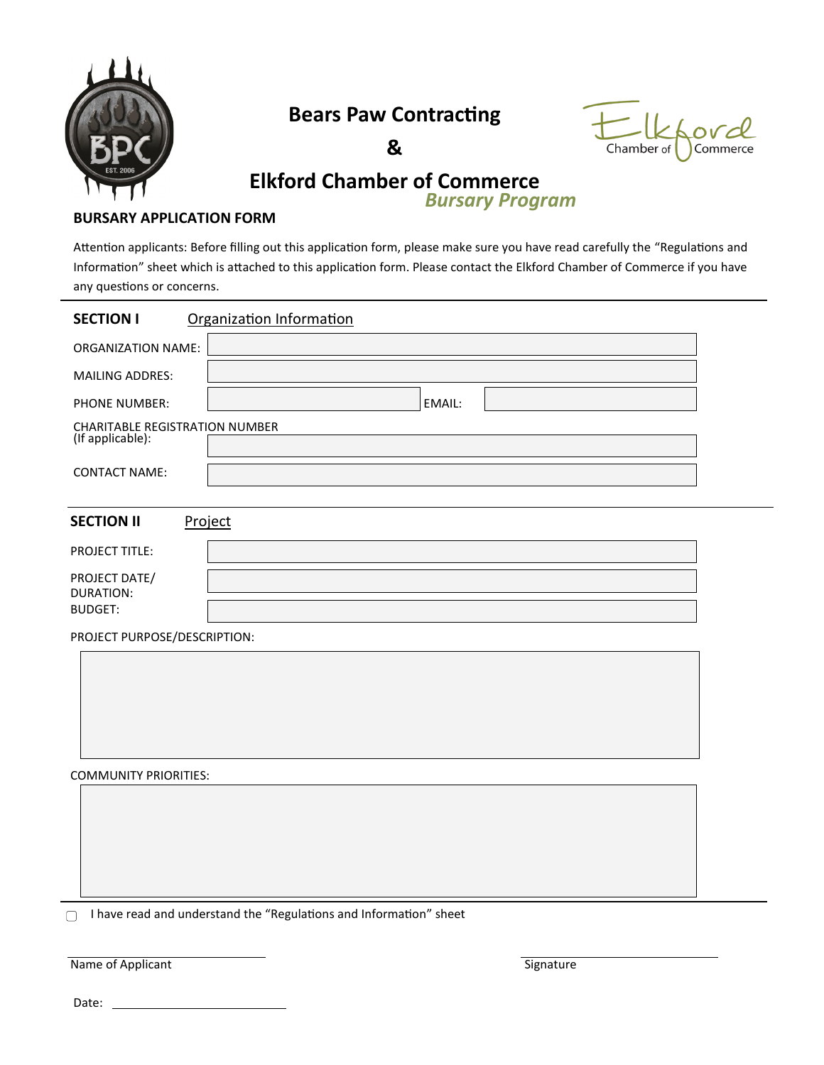# Bears Paw Contracting

# &

# Elkford Chamber of Commerce

*Bursary Program*

## BURSARY APPLICATION FORM

Attention applicants: Before filling out this application form, please make sure you have read carefully the "Regulations and Information" sheet which is attached to this application form. Please contact the Elkford Chamber of Commerce if you have any questions or concerns.

---

**SECTION I** Organization Information

ORGANIZATION NAME:

MAILING ADDRES:

PHONE NUMBER: EMAIL:

CHARITABLE REGISTRATION NUMBER (If applicable):

CONTACT NAME:

---

**SECTION II** Project

PROJECT TITLE:

PROJECT DATE/ DURATION:

BUDGET:

PROJECT PURPOSE/DESCRIPTION:

COMMUNITY PRIORITIES:

---

☐ I have read and understand the "Regulations and Information" sheet

Name of Applicant

Signature

Date: